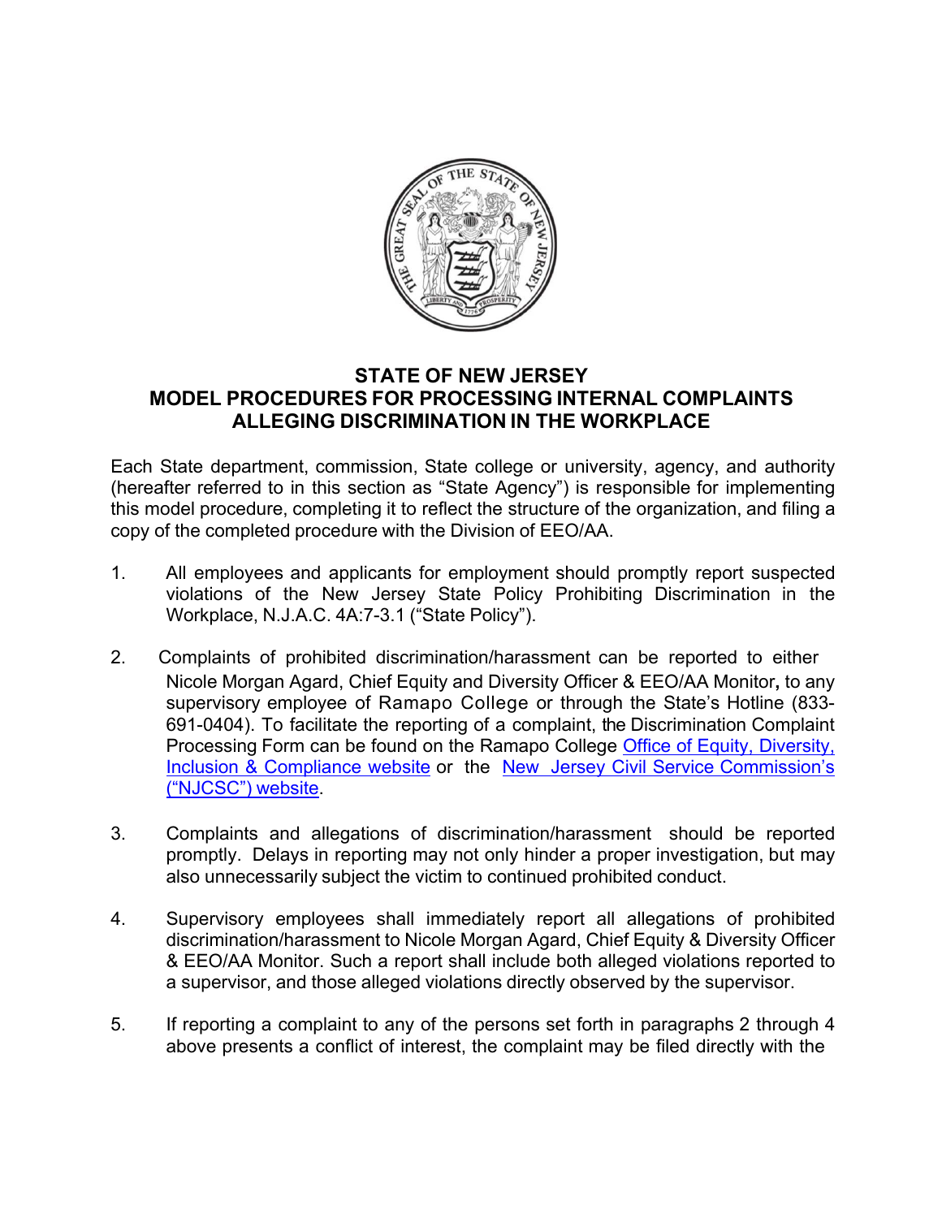# STATE OF NEW JERSEY
# MODEL PROCEDURES FOR PROCESSING INTERNAL COMPLAINTS ALLEGING DISCRIMINATION IN THE WORKPLACE

Each State department, commission, State college or university, agency, and authority (hereafter referred to in this section as "State Agency") is responsible for implementing this model procedure, completing it to reflect the structure of the organization, and filing a copy of the completed procedure with the Division of EEO/AA.

1. All employees and applicants for employment should promptly report suspected violations of the New Jersey State Policy Prohibiting Discrimination in the Workplace, N.J.A.C. 4A:7-3.1 ("State Policy").

2. Complaints of prohibited discrimination/harassment can be reported to either Nicole Morgan Agard, Chief Equity and Diversity Officer & EEO/AA Monitor**,** to any supervisory employee of Ramapo College or through the State's Hotline (833-691-0404). To facilitate the reporting of a complaint, the Discrimination Complaint Processing Form can be found on the Ramapo College Office of Equity, Diversity, Inclusion & Compliance website or the New Jersey Civil Service Commission's ("NJCSC") website.

3. Complaints and allegations of discrimination/harassment should be reported promptly. Delays in reporting may not only hinder a proper investigation, but may also unnecessarily subject the victim to continued prohibited conduct.

4. Supervisory employees shall immediately report all allegations of prohibited discrimination/harassment to Nicole Morgan Agard, Chief Equity & Diversity Officer & EEO/AA Monitor. Such a report shall include both alleged violations reported to a supervisor, and those alleged violations directly observed by the supervisor.

5. If reporting a complaint to any of the persons set forth in paragraphs 2 through 4 above presents a conflict of interest, the complaint may be filed directly with the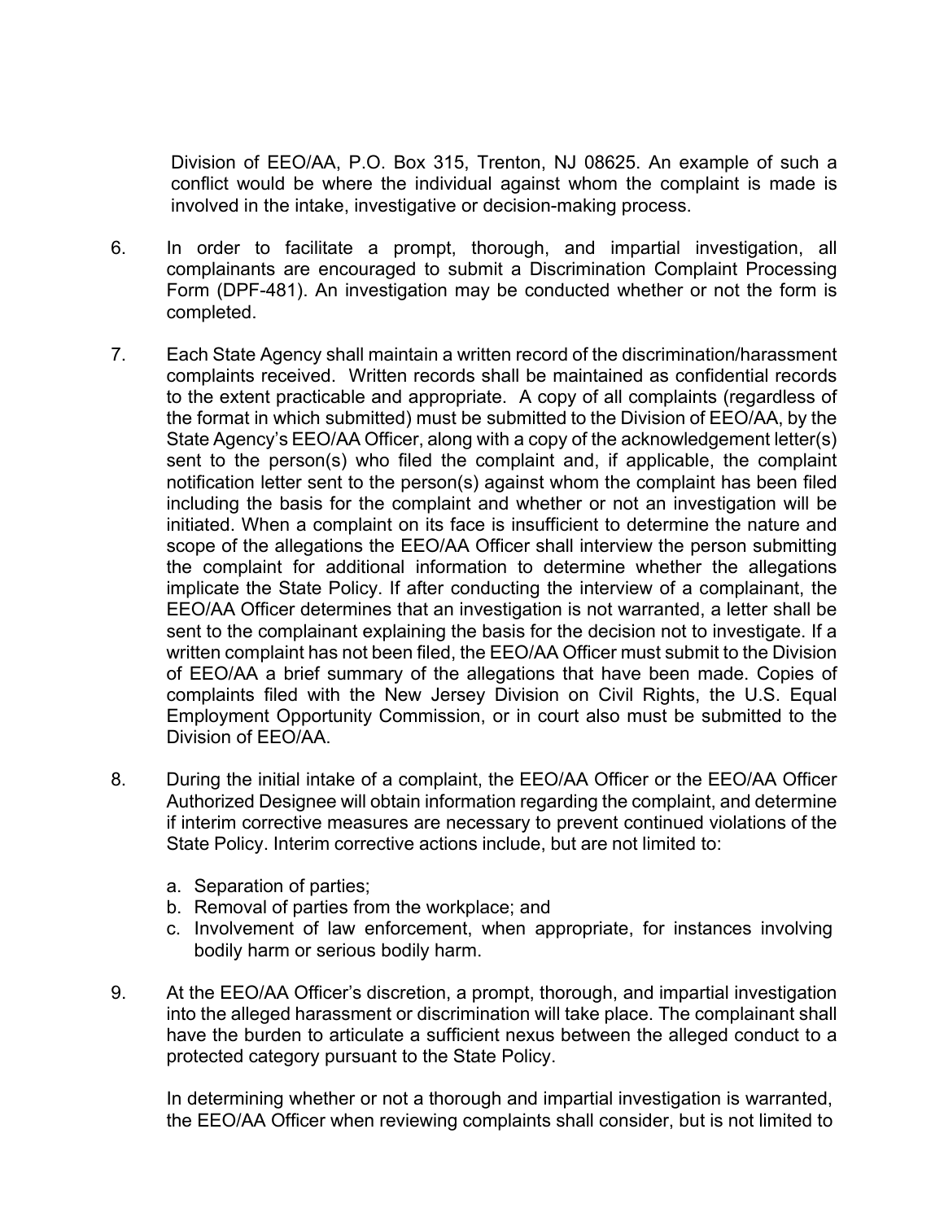Division of EEO/AA, P.O. Box 315, Trenton, NJ 08625. An example of such a conflict would be where the individual against whom the complaint is made is involved in the intake, investigative or decision-making process.

6. In order to facilitate a prompt, thorough, and impartial investigation, all complainants are encouraged to submit a Discrimination Complaint Processing Form (DPF-481). An investigation may be conducted whether or not the form is completed.

7. Each State Agency shall maintain a written record of the discrimination/harassment complaints received. Written records shall be maintained as confidential records to the extent practicable and appropriate. A copy of all complaints (regardless of the format in which submitted) must be submitted to the Division of EEO/AA, by the State Agency's EEO/AA Officer, along with a copy of the acknowledgement letter(s) sent to the person(s) who filed the complaint and, if applicable, the complaint notification letter sent to the person(s) against whom the complaint has been filed including the basis for the complaint and whether or not an investigation will be initiated. When a complaint on its face is insufficient to determine the nature and scope of the allegations the EEO/AA Officer shall interview the person submitting the complaint for additional information to determine whether the allegations implicate the State Policy. If after conducting the interview of a complainant, the EEO/AA Officer determines that an investigation is not warranted, a letter shall be sent to the complainant explaining the basis for the decision not to investigate. If a written complaint has not been filed, the EEO/AA Officer must submit to the Division of EEO/AA a brief summary of the allegations that have been made. Copies of complaints filed with the New Jersey Division on Civil Rights, the U.S. Equal Employment Opportunity Commission, or in court also must be submitted to the Division of EEO/AA.

8. During the initial intake of a complaint, the EEO/AA Officer or the EEO/AA Officer Authorized Designee will obtain information regarding the complaint, and determine if interim corrective measures are necessary to prevent continued violations of the State Policy. Interim corrective actions include, but are not limited to:

   a. Separation of parties;
   b. Removal of parties from the workplace; and
   c. Involvement of law enforcement, when appropriate, for instances involving bodily harm or serious bodily harm.

9. At the EEO/AA Officer's discretion, a prompt, thorough, and impartial investigation into the alleged harassment or discrimination will take place. The complainant shall have the burden to articulate a sufficient nexus between the alleged conduct to a protected category pursuant to the State Policy.

   In determining whether or not a thorough and impartial investigation is warranted, the EEO/AA Officer when reviewing complaints shall consider, but is not limited to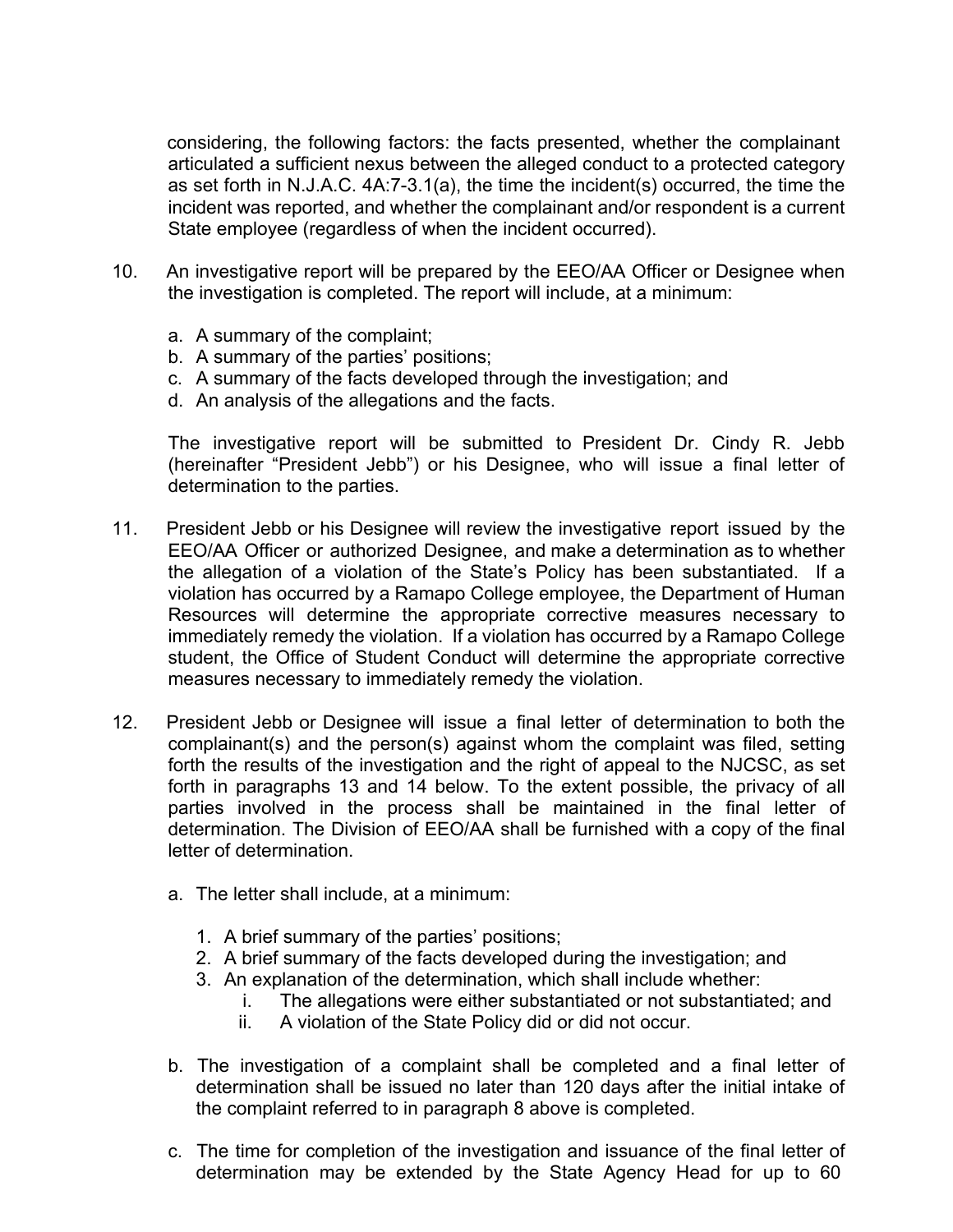considering, the following factors: the facts presented, whether the complainant articulated a sufficient nexus between the alleged conduct to a protected category as set forth in N.J.A.C. 4A:7-3.1(a), the time the incident(s) occurred, the time the incident was reported, and whether the complainant and/or respondent is a current State employee (regardless of when the incident occurred).

10. An investigative report will be prepared by the EEO/AA Officer or Designee when the investigation is completed. The report will include, at a minimum:

    a. A summary of the complaint;
    b. A summary of the parties' positions;
    c. A summary of the facts developed through the investigation; and
    d. An analysis of the allegations and the facts.

    The investigative report will be submitted to President Dr. Cindy R. Jebb (hereinafter "President Jebb") or his Designee, who will issue a final letter of determination to the parties.

11. President Jebb or his Designee will review the investigative report issued by the EEO/AA Officer or authorized Designee, and make a determination as to whether the allegation of a violation of the State's Policy has been substantiated. If a violation has occurred by a Ramapo College employee, the Department of Human Resources will determine the appropriate corrective measures necessary to immediately remedy the violation. If a violation has occurred by a Ramapo College student, the Office of Student Conduct will determine the appropriate corrective measures necessary to immediately remedy the violation.

12. President Jebb or Designee will issue a final letter of determination to both the complainant(s) and the person(s) against whom the complaint was filed, setting forth the results of the investigation and the right of appeal to the NJCSC, as set forth in paragraphs 13 and 14 below. To the extent possible, the privacy of all parties involved in the process shall be maintained in the final letter of determination. The Division of EEO/AA shall be furnished with a copy of the final letter of determination.

    a. The letter shall include, at a minimum:

        1. A brief summary of the parties' positions;
        2. A brief summary of the facts developed during the investigation; and
        3. An explanation of the determination, which shall include whether:
            i. The allegations were either substantiated or not substantiated; and
            ii. A violation of the State Policy did or did not occur.

    b. The investigation of a complaint shall be completed and a final letter of determination shall be issued no later than 120 days after the initial intake of the complaint referred to in paragraph 8 above is completed.

    c. The time for completion of the investigation and issuance of the final letter of determination may be extended by the State Agency Head for up to 60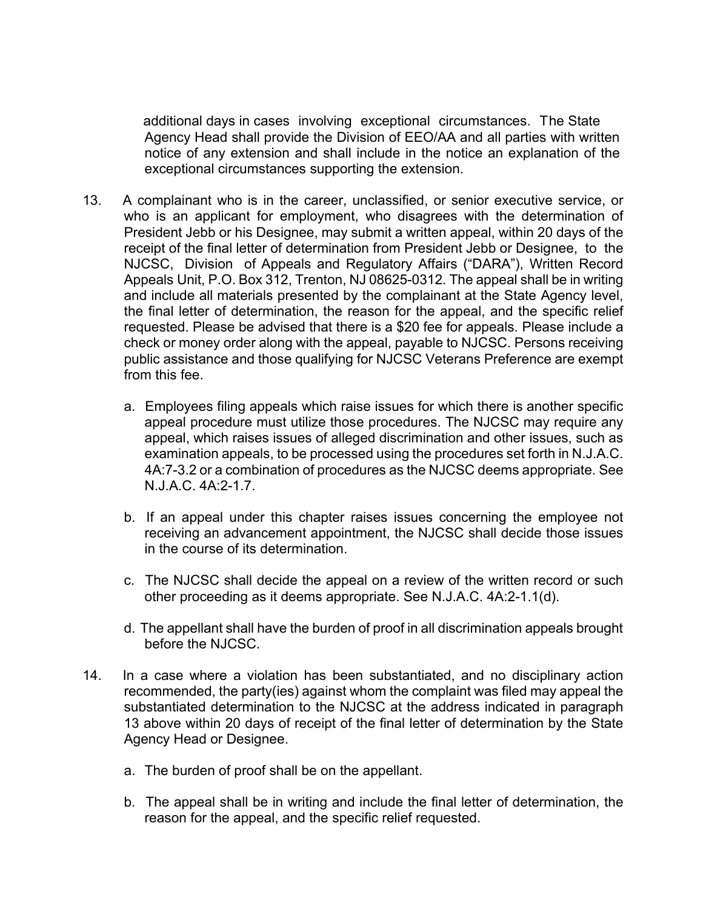additional days in cases involving exceptional circumstances. The State Agency Head shall provide the Division of EEO/AA and all parties with written notice of any extension and shall include in the notice an explanation of the exceptional circumstances supporting the extension.

13. A complainant who is in the career, unclassified, or senior executive service, or who is an applicant for employment, who disagrees with the determination of President Jebb or his Designee, may submit a written appeal, within 20 days of the receipt of the final letter of determination from President Jebb or Designee, to the NJCSC, Division of Appeals and Regulatory Affairs ("DARA"), Written Record Appeals Unit, P.O. Box 312, Trenton, NJ 08625-0312. The appeal shall be in writing and include all materials presented by the complainant at the State Agency level, the final letter of determination, the reason for the appeal, and the specific relief requested. Please be advised that there is a $20 fee for appeals. Please include a check or money order along with the appeal, payable to NJCSC. Persons receiving public assistance and those qualifying for NJCSC Veterans Preference are exempt from this fee.

    a. Employees filing appeals which raise issues for which there is another specific appeal procedure must utilize those procedures. The NJCSC may require any appeal, which raises issues of alleged discrimination and other issues, such as examination appeals, to be processed using the procedures set forth in N.J.A.C. 4A:7-3.2 or a combination of procedures as the NJCSC deems appropriate. See N.J.A.C. 4A:2-1.7.

    b. If an appeal under this chapter raises issues concerning the employee not receiving an advancement appointment, the NJCSC shall decide those issues in the course of its determination.

    c. The NJCSC shall decide the appeal on a review of the written record or such other proceeding as it deems appropriate. See N.J.A.C. 4A:2-1.1(d).

    d. The appellant shall have the burden of proof in all discrimination appeals brought before the NJCSC.

14. In a case where a violation has been substantiated, and no disciplinary action recommended, the party(ies) against whom the complaint was filed may appeal the substantiated determination to the NJCSC at the address indicated in paragraph 13 above within 20 days of receipt of the final letter of determination by the State Agency Head or Designee.

    a. The burden of proof shall be on the appellant.

    b. The appeal shall be in writing and include the final letter of determination, the reason for the appeal, and the specific relief requested.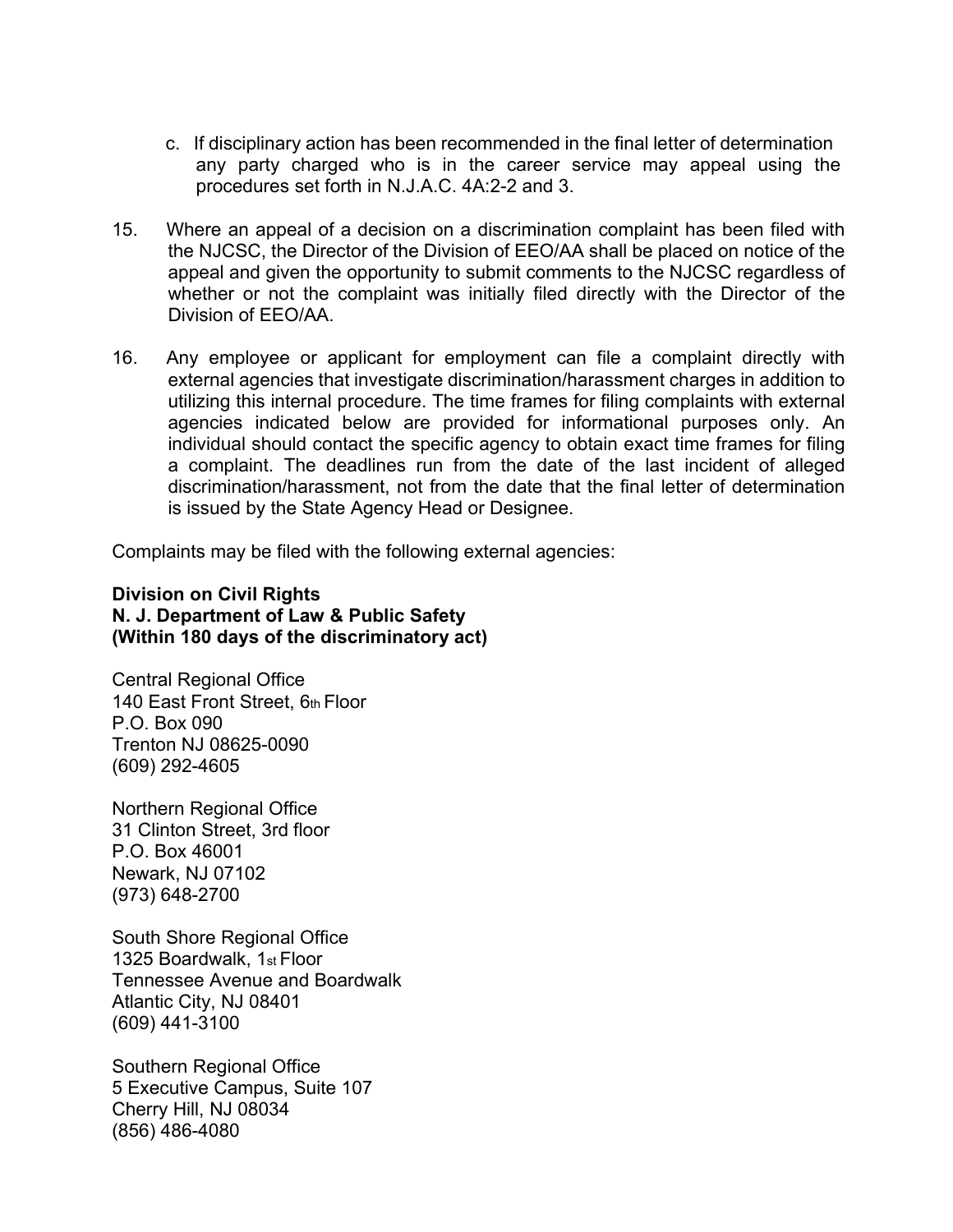c. If disciplinary action has been recommended in the final letter of determination any party charged who is in the career service may appeal using the procedures set forth in N.J.A.C. 4A:2-2 and 3.

15. Where an appeal of a decision on a discrimination complaint has been filed with the NJCSC, the Director of the Division of EEO/AA shall be placed on notice of the appeal and given the opportunity to submit comments to the NJCSC regardless of whether or not the complaint was initially filed directly with the Director of the Division of EEO/AA.

16. Any employee or applicant for employment can file a complaint directly with external agencies that investigate discrimination/harassment charges in addition to utilizing this internal procedure. The time frames for filing complaints with external agencies indicated below are provided for informational purposes only. An individual should contact the specific agency to obtain exact time frames for filing a complaint. The deadlines run from the date of the last incident of alleged discrimination/harassment, not from the date that the final letter of determination is issued by the State Agency Head or Designee.

Complaints may be filed with the following external agencies:

**Division on Civil Rights**
**N. J. Department of Law & Public Safety**
**(Within 180 days of the discriminatory act)**

Central Regional Office
140 East Front Street, 6th Floor
P.O. Box 090
Trenton NJ 08625-0090
(609) 292-4605

Northern Regional Office
31 Clinton Street, 3rd floor
P.O. Box 46001
Newark, NJ 07102
(973) 648-2700

South Shore Regional Office
1325 Boardwalk, 1st Floor
Tennessee Avenue and Boardwalk
Atlantic City, NJ 08401
(609) 441-3100

Southern Regional Office
5 Executive Campus, Suite 107
Cherry Hill, NJ 08034
(856) 486-4080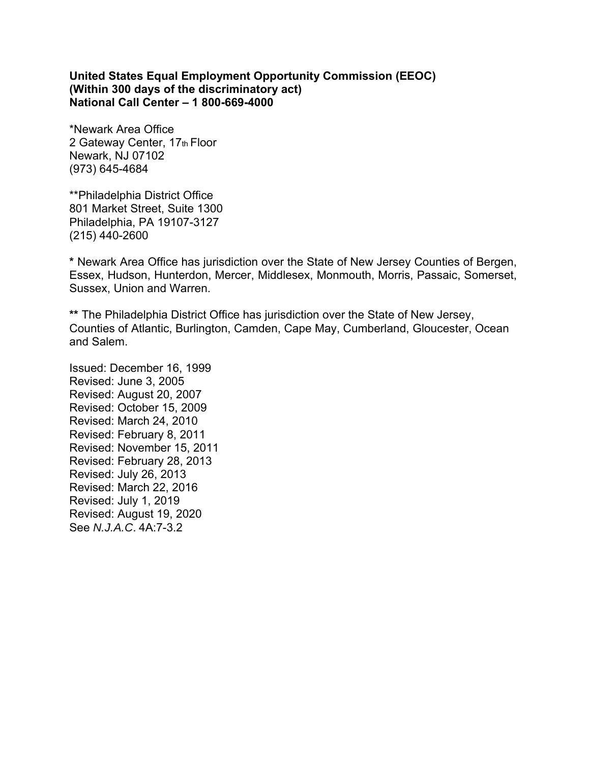**United States Equal Employment Opportunity Commission (EEOC)**
**(Within 300 days of the discriminatory act)**
**National Call Center – 1 800-669-4000**

*Newark Area Office
2 Gateway Center, 17th Floor
Newark, NJ 07102
(973) 645-4684

**Philadelphia District Office
801 Market Street, Suite 1300
Philadelphia, PA 19107-3127
(215) 440-2600

**\*** Newark Area Office has jurisdiction over the State of New Jersey Counties of Bergen, Essex, Hudson, Hunterdon, Mercer, Middlesex, Monmouth, Morris, Passaic, Somerset, Sussex, Union and Warren.

**\*\*** The Philadelphia District Office has jurisdiction over the State of New Jersey, Counties of Atlantic, Burlington, Camden, Cape May, Cumberland, Gloucester, Ocean and Salem.

Issued: December 16, 1999
Revised: June 3, 2005
Revised: August 20, 2007
Revised: October 15, 2009
Revised: March 24, 2010
Revised: February 8, 2011
Revised: November 15, 2011
Revised: February 28, 2013
Revised: July 26, 2013
Revised: March 22, 2016
Revised: July 1, 2019
Revised: August 19, 2020
See *N.J.A.C*. 4A:7-3.2